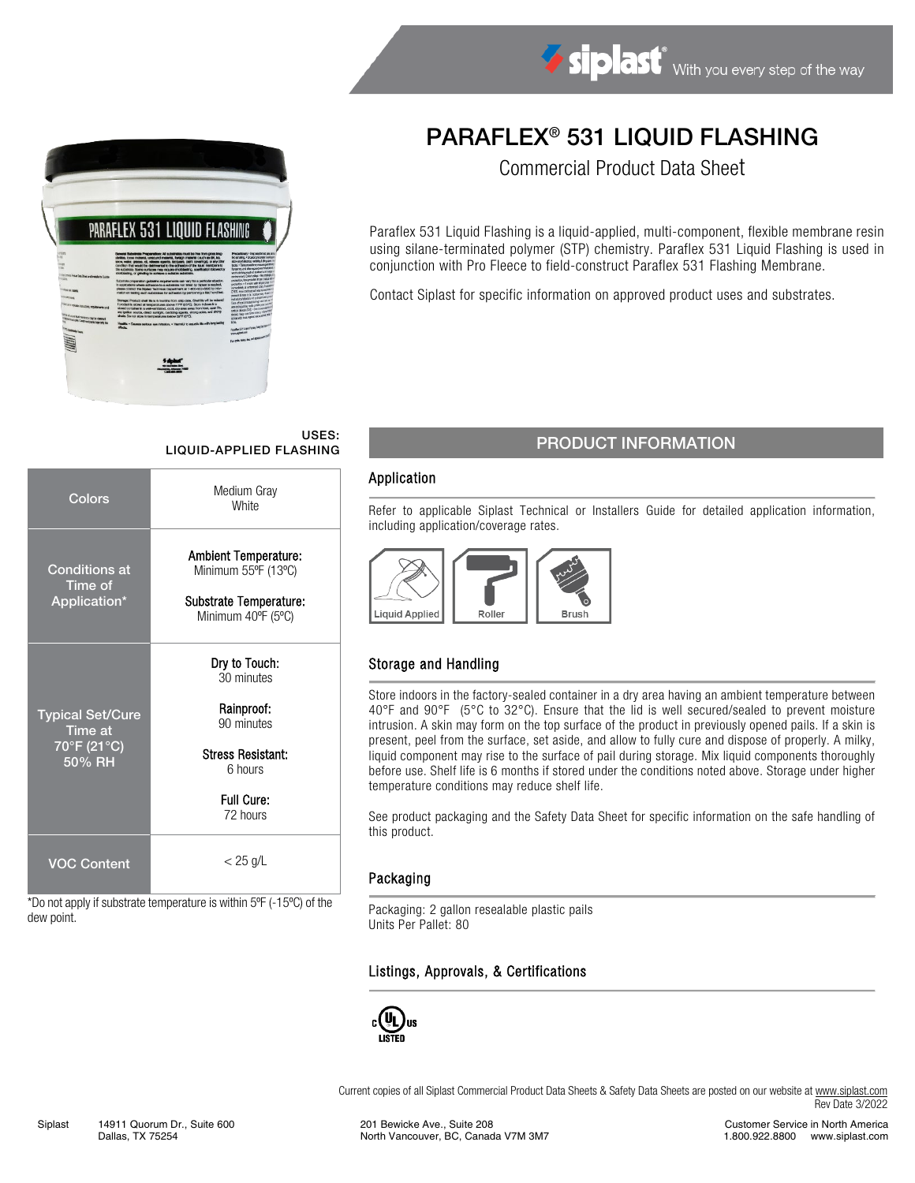# PARAFLEX® 531 LIQUID FLASHING

Commercial Product Data Sheet

Paraflex 531 Liquid Flashing is a liquid-applied, multi-component, flexible membrane resin using silane-terminated polymer (STP) chemistry. Paraflex 531 Liquid Flashing is used in conjunction with Pro Fleece to field-construct Paraflex 531 Flashing Membrane.

Contact Siplast for specific information on approved product uses and substrates.

**USES: LIQUID-APPLIED FLASHING**

| | |
|---|---|
| Colors | Medium Gray<br>White |
| Conditions at Time of Application* | **Ambient Temperature:** Minimum 55ºF (13ºC)<br>**Substrate Temperature:** Minimum 40ºF (5ºC) |
| Typical Set/Cure Time at 70°F (21°C) 50% RH | **Dry to Touch:** 30 minutes<br>**Rainproof:** 90 minutes<br>**Stress Resistant:** 6 hours<br>**Full Cure:** 72 hours |
| VOC Content | < 25 g/L |

*Do not apply if substrate temperature is within 5ºF (-15ºC) of the dew point.

## PRODUCT INFORMATION

### Application

Refer to applicable Siplast Technical or Installers Guide for detailed application information, including application/coverage rates.

Liquid Applied | Roller | Brush

### Storage and Handling

Store indoors in the factory-sealed container in a dry area having an ambient temperature between 40°F and 90°F (5°C to 32°C). Ensure that the lid is well secured/sealed to prevent moisture intrusion. A skin may form on the top surface of the product in previously opened pails. If a skin is present, peel from the surface, set aside, and allow to fully cure and dispose of properly. A milky, liquid component may rise to the surface of pail during storage. Mix liquid components thoroughly before use. Shelf life is 6 months if stored under the conditions noted above. Storage under higher temperature conditions may reduce shelf life.

See product packaging and the Safety Data Sheet for specific information on the safe handling of this product.

### Packaging

Packaging: 2 gallon resealable plastic pails
Units Per Pallet: 80

### Listings, Approvals, & Certifications

c UL us LISTED

Current copies of all Siplast Commercial Product Data Sheets & Safety Data Sheets are posted on our website at www.siplast.com
Rev Date 3/2022

Siplast 14911 Quorum Dr., Suite 600, Dallas, TX 75254 | 201 Bewicke Ave., Suite 208, North Vancouver, BC, Canada V7M 3M7 | Customer Service in North America 1.800.922.8800 www.siplast.com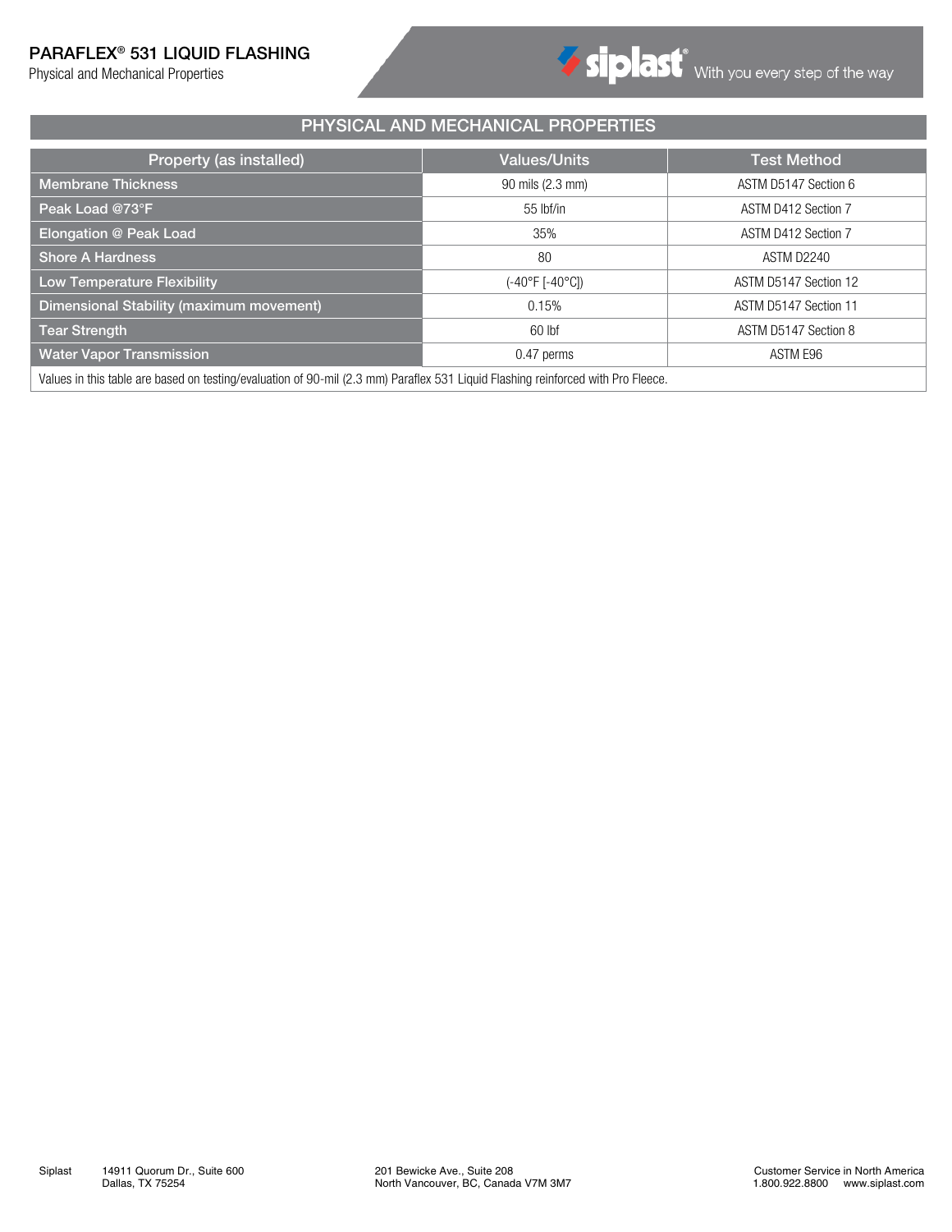# PARAFLEX® 531 LIQUID FLASHING

Physical and Mechanical Properties

## PHYSICAL AND MECHANICAL PROPERTIES

| Property (as installed) | Values/Units | Test Method |
|---|---|---|
| Membrane Thickness | 90 mils (2.3 mm) | ASTM D5147 Section 6 |
| Peak Load @73°F | 55 lbf/in | ASTM D412 Section 7 |
| Elongation @ Peak Load | 35% | ASTM D412 Section 7 |
| Shore A Hardness | 80 | ASTM D2240 |
| Low Temperature Flexibility | (-40°F [-40°C]) | ASTM D5147 Section 12 |
| Dimensional Stability (maximum movement) | 0.15% | ASTM D5147 Section 11 |
| Tear Strength | 60 lbf | ASTM D5147 Section 8 |
| Water Vapor Transmission | 0.47 perms | ASTM E96 |

Values in this table are based on testing/evaluation of 90-mil (2.3 mm) Paraflex 531 Liquid Flashing reinforced with Pro Fleece.

Siplast 14911 Quorum Dr., Suite 600
Dallas, TX 75254

201 Bewicke Ave., Suite 208
North Vancouver, BC, Canada V7M 3M7

Customer Service in North America
1.800.922.8800 www.siplast.com